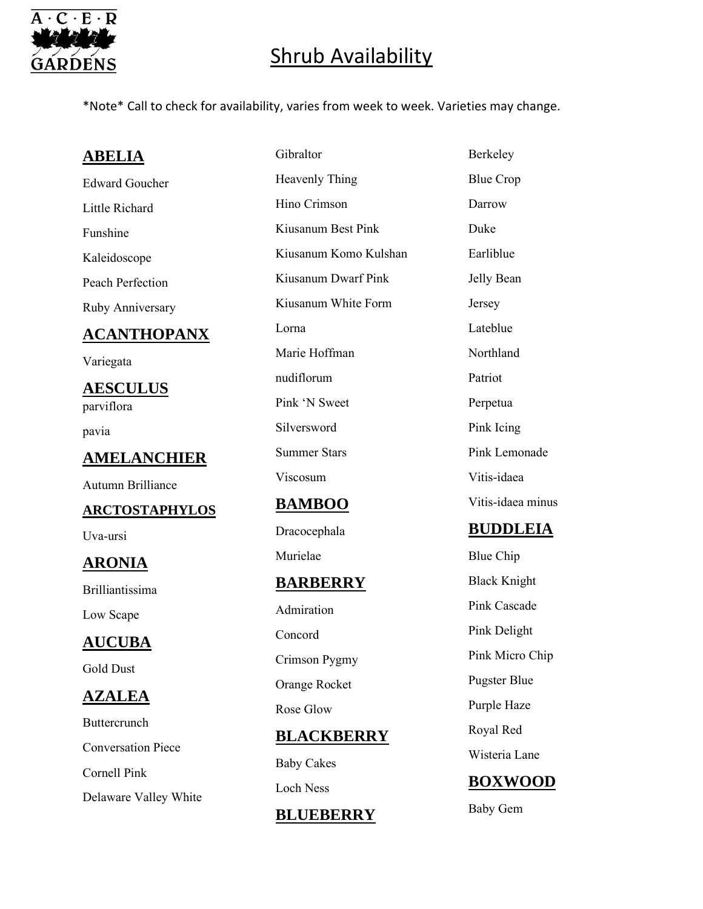A·C·E·R GARDENS

# Shrub Availability

*Note* Call to check for availability, varies from week to week. Varieties may change.

## ABELIA

Edward Goucher

Little Richard

Funshine

Kaleidoscope

Peach Perfection

Ruby Anniversary

## ACANTHOPANX

Variegata

## AESCULUS

parviflora

pavia

## AMELANCHIER

Autumn Brilliance

## ARCTOSTAPHYLOS

Uva-ursi

## ARONIA

Brilliantissima

Low Scape

## AUCUBA

Gold Dust

## AZALEA

Buttercrunch

Conversation Piece

Cornell Pink

Delaware Valley White

Gibraltor

Heavenly Thing

Hino Crimson

Kiusanum Best Pink

Kiusanum Komo Kulshan

Kiusanum Dwarf Pink

Kiusanum White Form

Lorna

Marie Hoffman

nudiflorum

Pink 'N Sweet

Silversword

Summer Stars

Viscosum

## BAMBOO

Dracocephala

Murielae

## BARBERRY

Admiration

Concord

Crimson Pygmy

Orange Rocket

Rose Glow

## BLACKBERRY

Baby Cakes

Loch Ness

## BLUEBERRY

Berkeley

Blue Crop

Darrow

Duke

Earliblue

Jelly Bean

Jersey

Lateblue

Northland

Patriot

Perpetua

Pink Icing

Pink Lemonade

Vitis-idaea

Vitis-idaea minus

## BUDDLEIA

Blue Chip

Black Knight

Pink Cascade

Pink Delight

Pink Micro Chip

Pugster Blue

Purple Haze

Royal Red

Wisteria Lane

## BOXWOOD

Baby Gem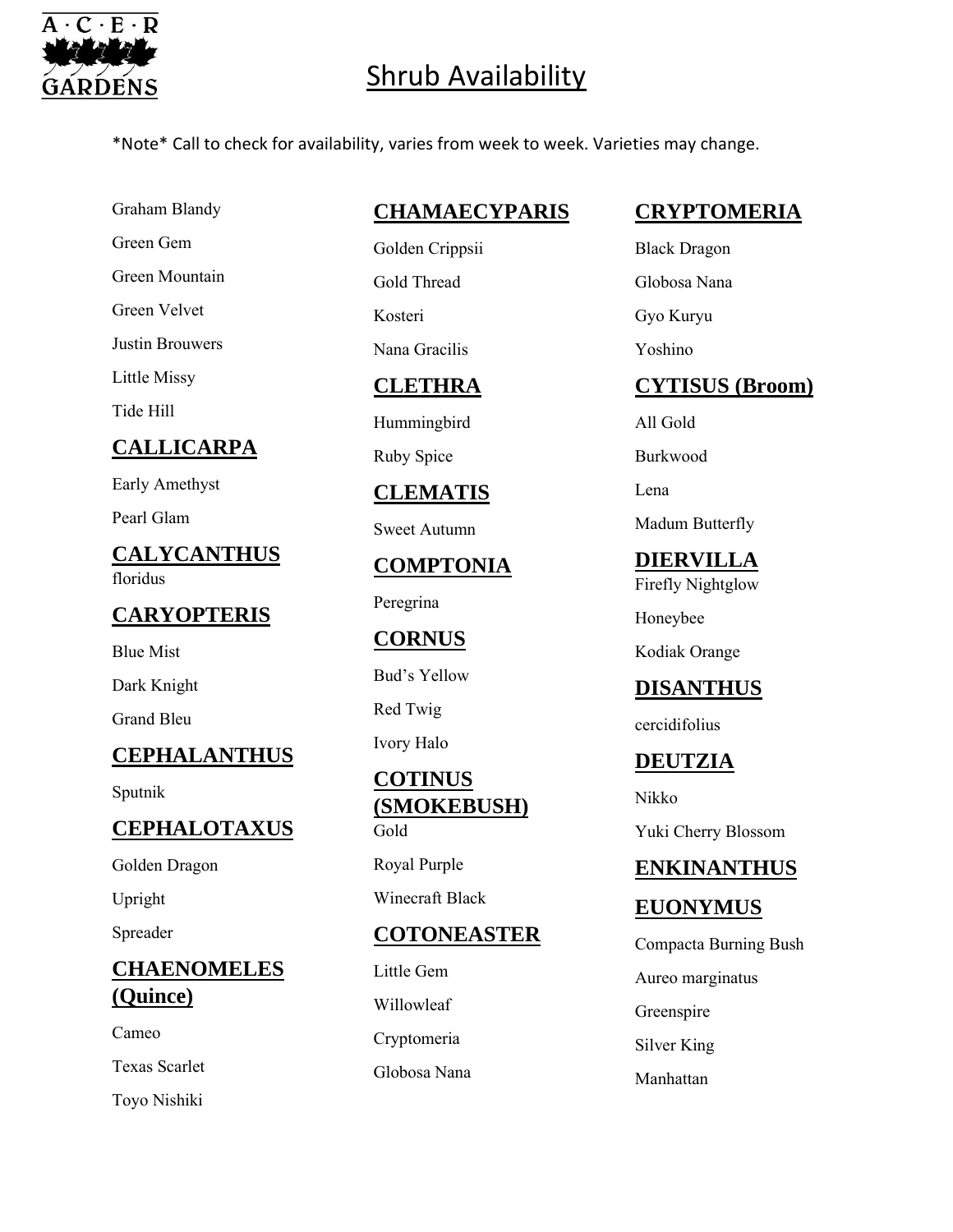# Shrub Availability

\*Note\* Call to check for availability, varies from week to week. Varieties may change.

Graham Blandy

Green Gem

Green Mountain

Green Velvet

Justin Brouwers

Little Missy

Tide Hill

## CALLICARPA

Early Amethyst

Pearl Glam

## CALYCANTHUS

floridus

## CARYOPTERIS

Blue Mist

Dark Knight

Grand Bleu

## CEPHALANTHUS

Sputnik

## CEPHALOTAXUS

Golden Dragon

Upright

Spreader

## CHAENOMELES (Quince)

Cameo

Texas Scarlet

Toyo Nishiki

## CHAMAECYPARIS

Golden Crippsii

Gold Thread

Kosteri

Nana Gracilis

## CLETHRA

Hummingbird

Ruby Spice

## CLEMATIS

Sweet Autumn

## COMPTONIA

Peregrina

## CORNUS

Bud's Yellow

Red Twig

Ivory Halo

## COTINUS (SMOKEBUSH)

Gold

Royal Purple

Winecraft Black

## COTONEASTER

Little Gem

Willowleaf

Cryptomeria

Globosa Nana

## CRYPTOMERIA

Black Dragon

Globosa Nana

Gyo Kuryu

Yoshino

## CYTISUS (Broom)

All Gold

Burkwood

Lena

Madum Butterfly

## DIERVILLA

Firefly Nightglow

Honeybee

Kodiak Orange

## DISANTHUS

cercidifolius

## DEUTZIA

Nikko

Yuki Cherry Blossom

## ENKINANTHUS

## EUONYMUS

Compacta Burning Bush

Aureo marginatus

Greenspire

Silver King

Manhattan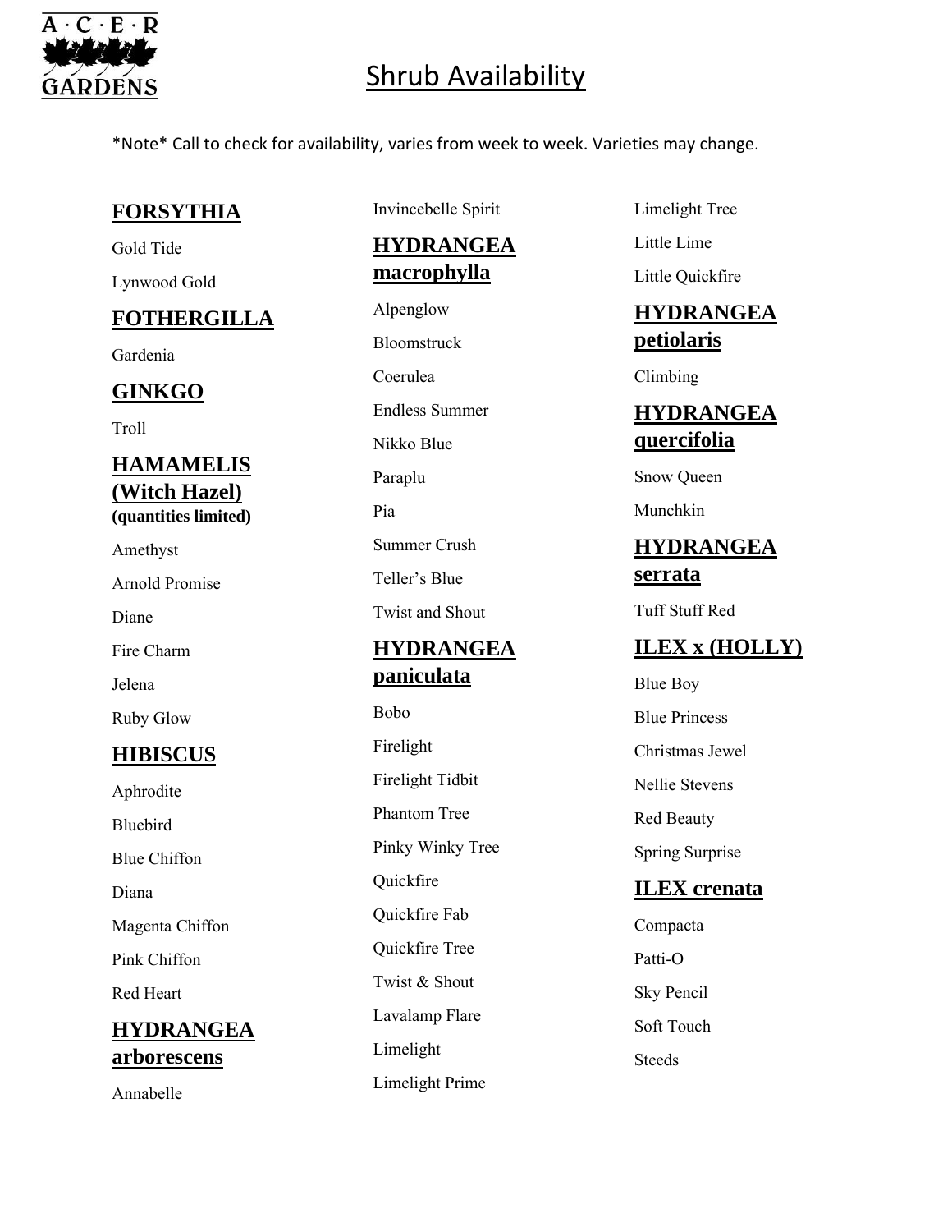# Shrub Availability

*Note* Call to check for availability, varies from week to week. Varieties may change.

## FORSYTHIA

Gold Tide

Lynwood Gold

## FOTHERGILLA

Gardenia

## GINKGO

Troll

## HAMAMELIS (Witch Hazel)

**(quantities limited)**

Amethyst

Arnold Promise

Diane

Fire Charm

Jelena

Ruby Glow

## HIBISCUS

Aphrodite

Bluebird

Blue Chiffon

Diana

Magenta Chiffon

Pink Chiffon

Red Heart

## HYDRANGEA arborescens

Annabelle

Invincebelle Spirit

## HYDRANGEA macrophylla

Alpenglow

Bloomstruck

Coerulea

Endless Summer

Nikko Blue

Paraplu

Pia

Summer Crush

Teller's Blue

Twist and Shout

## HYDRANGEA paniculata

Bobo

Firelight

Firelight Tidbit

Phantom Tree

Pinky Winky Tree

Quickfire

Quickfire Fab

Quickfire Tree

Twist & Shout

Lavalamp Flare

Limelight

Limelight Prime

Limelight Tree

Little Lime

Little Quickfire

## HYDRANGEA petiolaris

Climbing

## HYDRANGEA quercifolia

Snow Queen

Munchkin

## HYDRANGEA serrata

Tuff Stuff Red

## ILEX x (HOLLY)

Blue Boy

Blue Princess

Christmas Jewel

Nellie Stevens

Red Beauty

Spring Surprise

## ILEX crenata

Compacta

Patti-O

Sky Pencil

Soft Touch

Steeds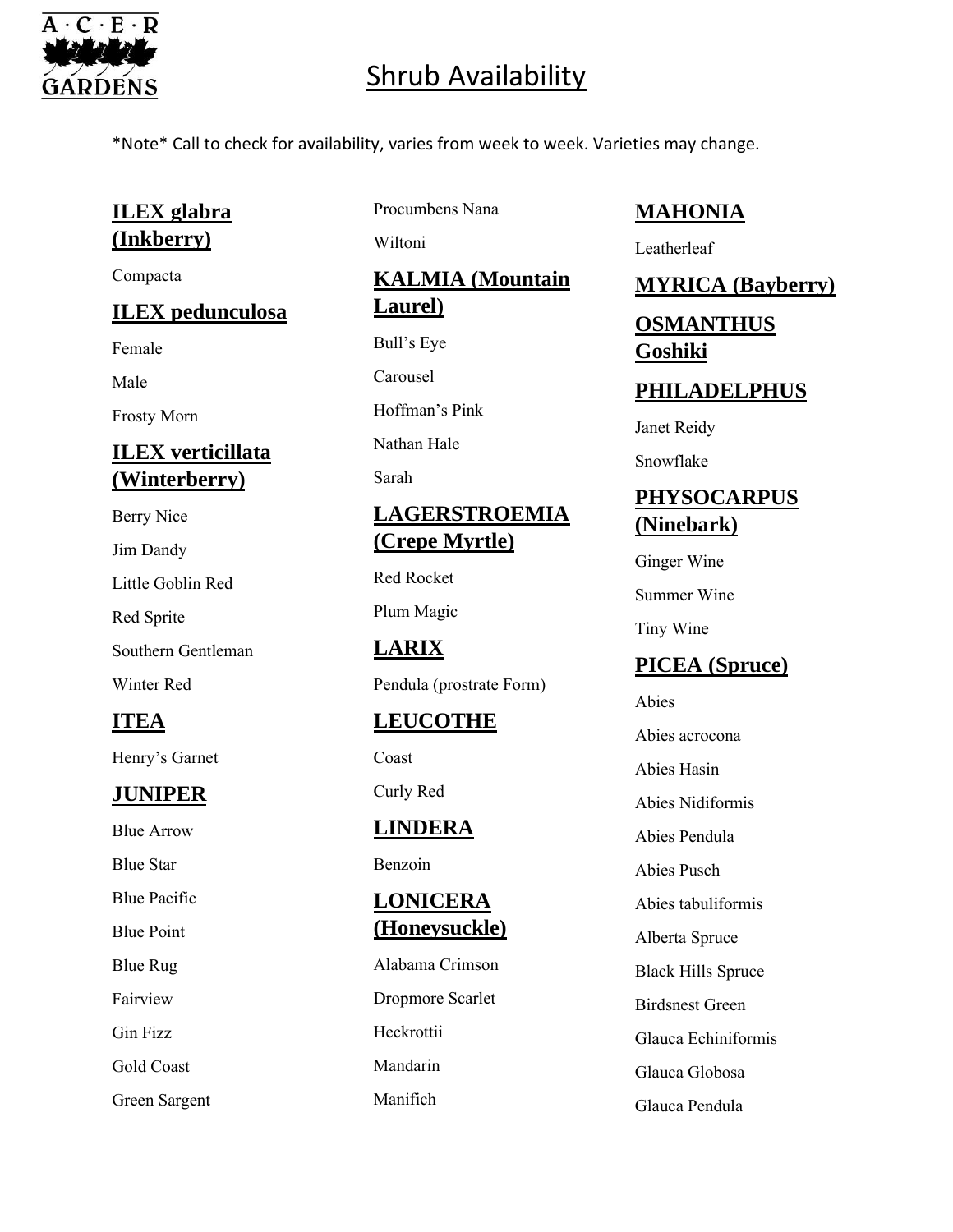# Shrub Availability

*Note* Call to check for availability, varies from week to week. Varieties may change.

## ILEX glabra (Inkberry)

Compacta

## ILEX pedunculosa

Female

Male

Frosty Morn

## ILEX verticillata (Winterberry)

Berry Nice

Jim Dandy

Little Goblin Red

Red Sprite

Southern Gentleman

Winter Red

## ITEA

Henry's Garnet

## JUNIPER

Blue Arrow

Blue Star

Blue Pacific

Blue Point

Blue Rug

Fairview

Gin Fizz

Gold Coast

Green Sargent

Procumbens Nana

Wiltoni

## KALMIA (Mountain Laurel)

Bull's Eye

Carousel

Hoffman's Pink

Nathan Hale

Sarah

## LAGERSTROEMIA (Crepe Myrtle)

Red Rocket

Plum Magic

## LARIX

Pendula (prostrate Form)

## LEUCOTHE

Coast

Curly Red

## LINDERA

Benzoin

## LONICERA (Honeysuckle)

Alabama Crimson

Dropmore Scarlet

Heckrottii

Mandarin

Manifich

## MAHONIA

Leatherleaf

## MYRICA (Bayberry)

## OSMANTHUS Goshiki

## PHILADELPHUS

Janet Reidy

Snowflake

## PHYSOCARPUS (Ninebark)

Ginger Wine

Summer Wine

Tiny Wine

## PICEA (Spruce)

Abies

Abies acrocona

Abies Hasin

Abies Nidiformis

Abies Pendula

Abies Pusch

Abies tabuliformis

Alberta Spruce

Black Hills Spruce

Birdsnest Green

Glauca Echiniformis

Glauca Globosa

Glauca Pendula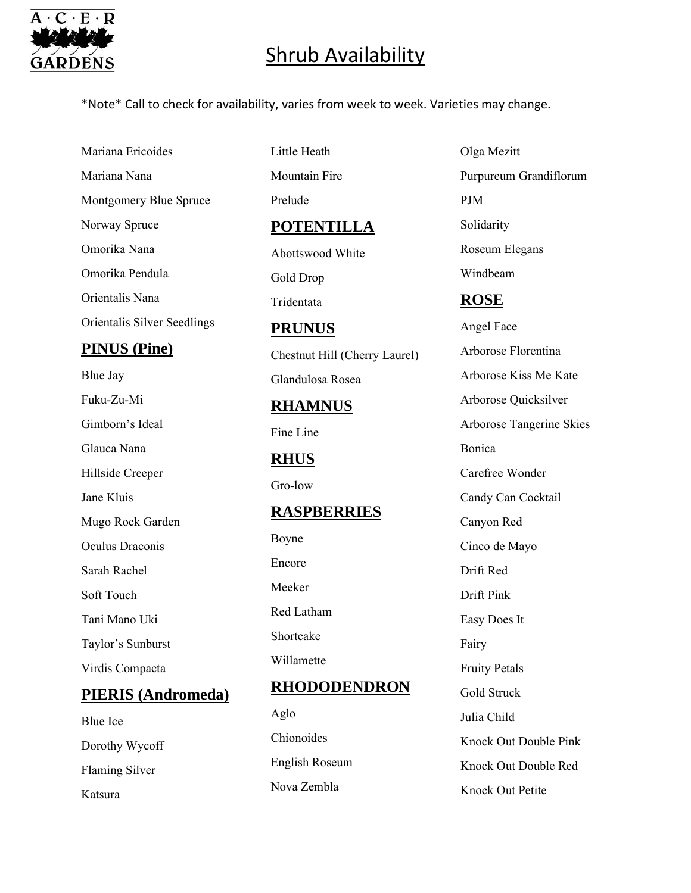# Shrub Availability

*Note* Call to check for availability, varies from week to week. Varieties may change.

Mariana Ericoides

Mariana Nana

Montgomery Blue Spruce

Norway Spruce

Omorika Nana

Omorika Pendula

Orientalis Nana

Orientalis Silver Seedlings

## PINUS (Pine)

Blue Jay

Fuku-Zu-Mi

Gimborn's Ideal

Glauca Nana

Hillside Creeper

Jane Kluis

Mugo Rock Garden

Oculus Draconis

Sarah Rachel

Soft Touch

Tani Mano Uki

Taylor's Sunburst

Virdis Compacta

## PIERIS (Andromeda)

Blue Ice

Dorothy Wycoff

Flaming Silver

Katsura

Little Heath

Mountain Fire

Prelude

## POTENTILLA

Abottswood White

Gold Drop

Tridentata

## PRUNUS

Chestnut Hill (Cherry Laurel)

Glandulosa Rosea

## RHAMNUS

Fine Line

## RHUS

Gro-low

## RASPBERRIES

Boyne

Encore

Meeker

Red Latham

Shortcake

Willamette

## RHODODENDRON

Aglo

Chionoides

English Roseum

Nova Zembla

Olga Mezitt

Purpureum Grandiflorum

PJM

Solidarity

Roseum Elegans

Windbeam

## ROSE

Angel Face

Arborose Florentina

Arborose Kiss Me Kate

Arborose Quicksilver

Arborose Tangerine Skies

Bonica

Carefree Wonder

Candy Can Cocktail

Canyon Red

Cinco de Mayo

Drift Red

Drift Pink

Easy Does It

Fairy

Fruity Petals

Gold Struck

Julia Child

Knock Out Double Pink

Knock Out Double Red

Knock Out Petite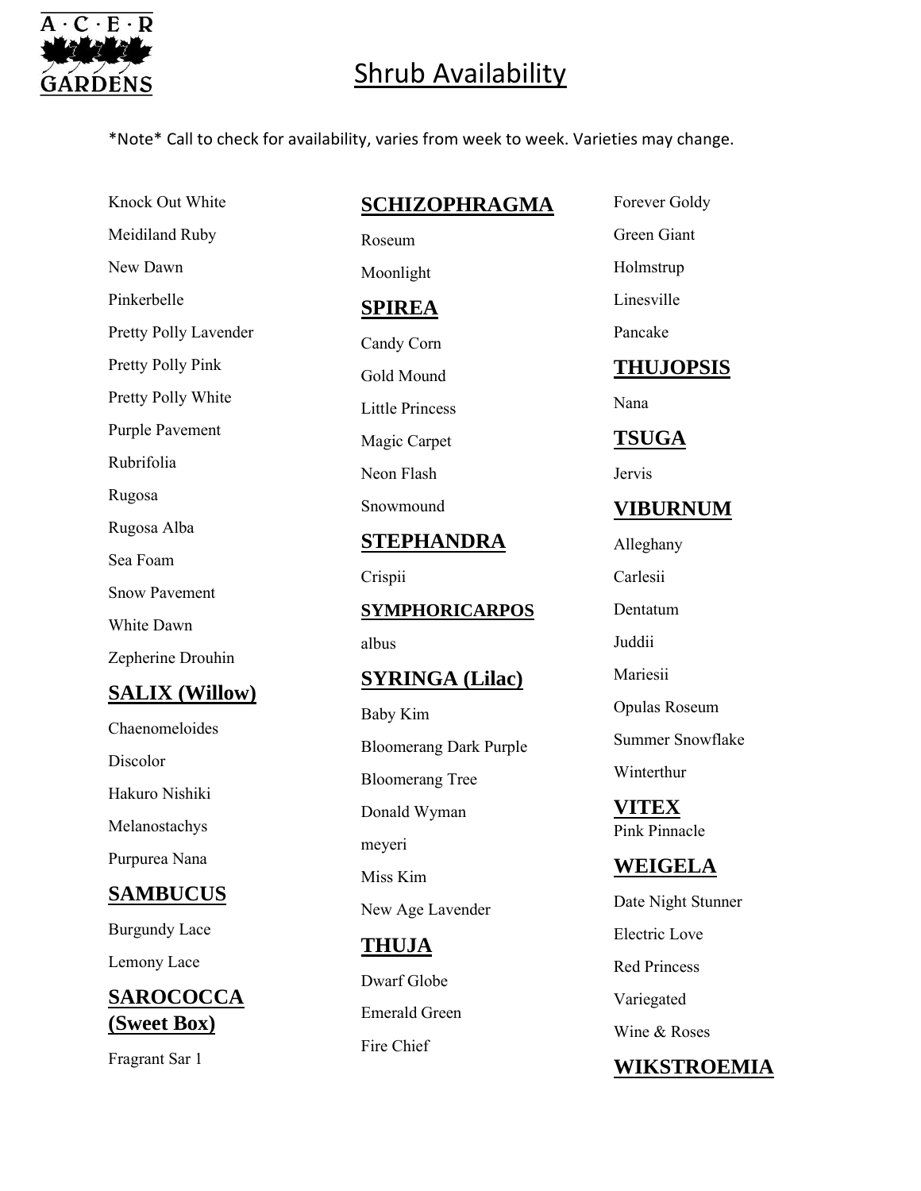# Shrub Availability

*Note* Call to check for availability, varies from week to week. Varieties may change.

Knock Out White

Meidiland Ruby

New Dawn

Pinkerbelle

Pretty Polly Lavender

Pretty Polly Pink

Pretty Polly White

Purple Pavement

Rubrifolia

Rugosa

Rugosa Alba

Sea Foam

Snow Pavement

White Dawn

Zepherine Drouhin

## SALIX (Willow)

Chaenomeloides

Discolor

Hakuro Nishiki

Melanostachys

Purpurea Nana

## SAMBUCUS

Burgundy Lace

Lemony Lace

## SAROCOCCA (Sweet Box)

Fragrant Sar 1

## SCHIZOPHRAGMA

Roseum

Moonlight

## SPIREA

Candy Corn

Gold Mound

Little Princess

Magic Carpet

Neon Flash

Snowmound

## STEPHANDRA

Crispii

## SYMPHORICARPOS

albus

## SYRINGA (Lilac)

Baby Kim

Bloomerang Dark Purple

Bloomerang Tree

Donald Wyman

meyeri

Miss Kim

New Age Lavender

## THUJA

Dwarf Globe

Emerald Green

Fire Chief

Forever Goldy

Green Giant

Holmstrup

Linesville

Pancake

## THUJOPSIS

Nana

## TSUGA

Jervis

## VIBURNUM

Alleghany

Carlesii

Dentatum

Juddii

Mariesii

Opulas Roseum

Summer Snowflake

Winterthur

## VITEX

Pink Pinnacle

## WEIGELA

Date Night Stunner

Electric Love

Red Princess

Variegated

Wine & Roses

## WIKSTROEMIA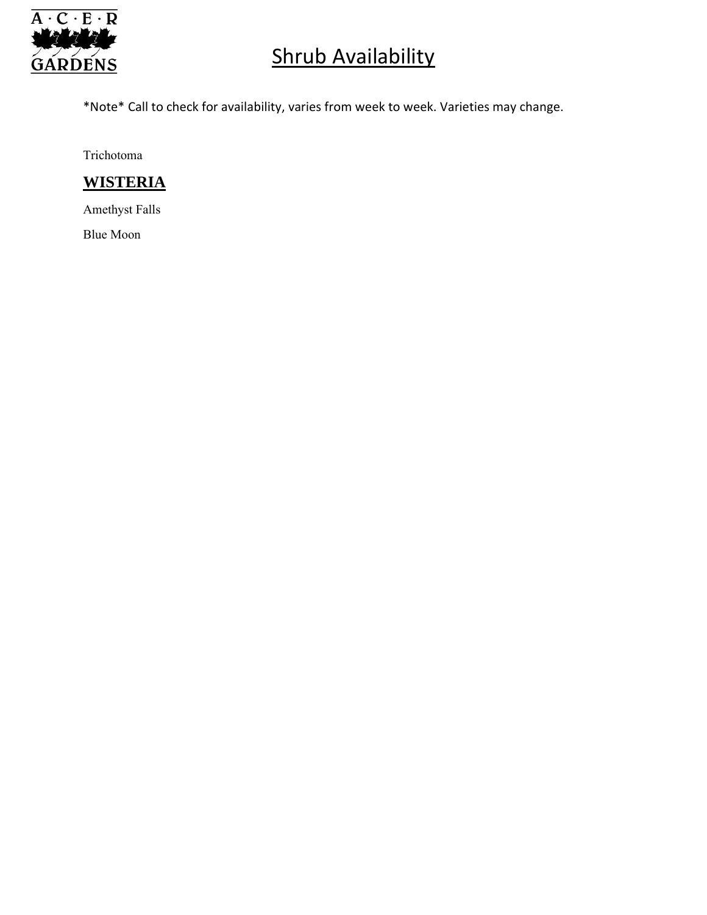# Shrub Availability

*Note* Call to check for availability, varies from week to week. Varieties may change.

Trichotoma

## WISTERIA

Amethyst Falls

Blue Moon